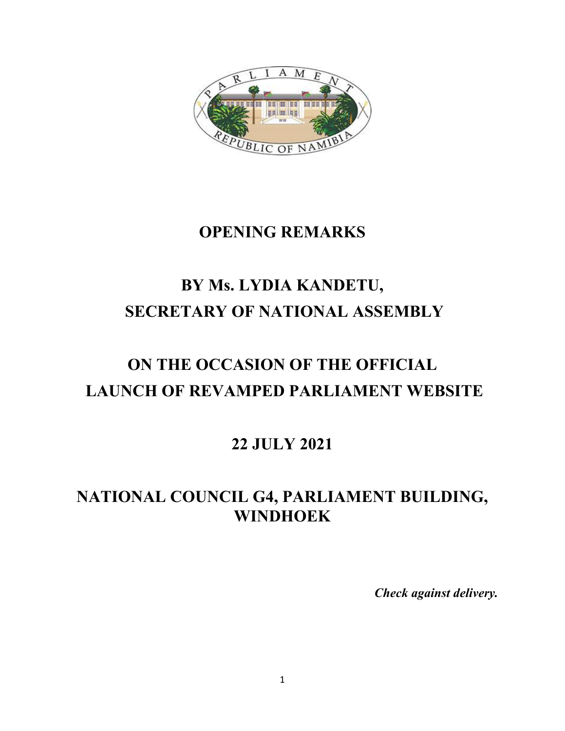# OPENING REMARKS

## BY Ms. LYDIA KANDETU, SECRETARY OF NATIONAL ASSEMBLY

## ON THE OCCASION OF THE OFFICIAL LAUNCH OF REVAMPED PARLIAMENT WEBSITE

## 22 JULY 2021

## NATIONAL COUNCIL G4, PARLIAMENT BUILDING, WINDHOEK

***Check against delivery.***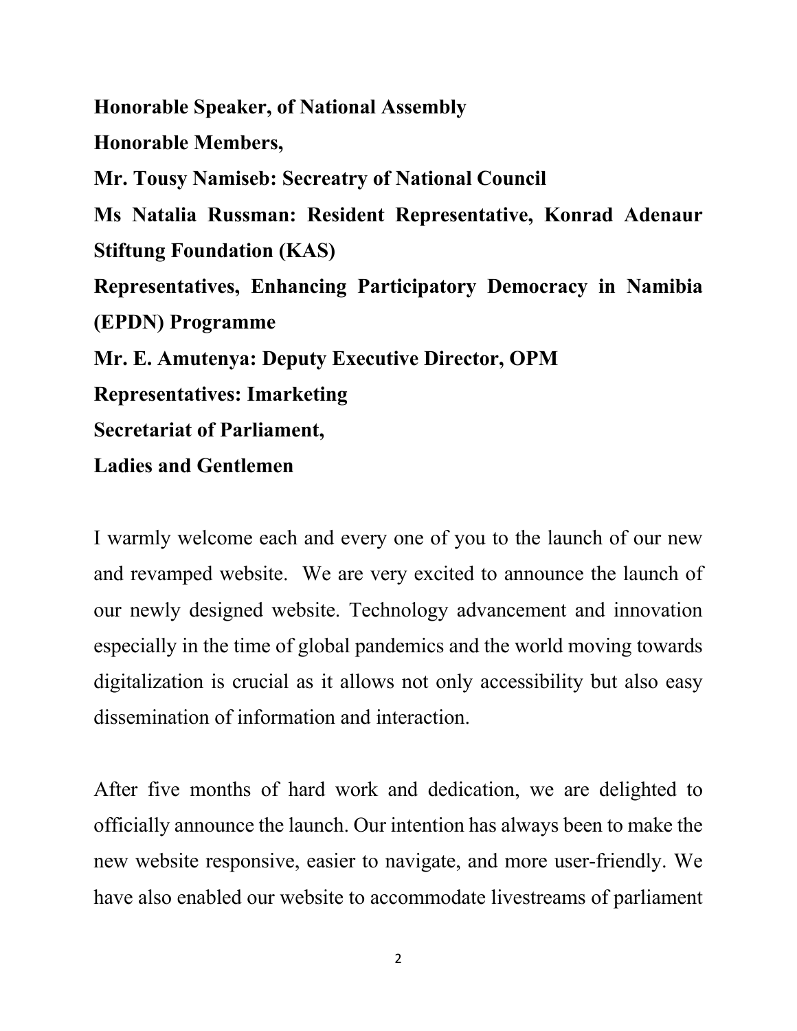**Honorable Speaker, of National Assembly**

**Honorable Members,**

**Mr. Tousy Namiseb: Secreatry of National Council**

**Ms Natalia Russman: Resident Representative, Konrad Adenaur Stiftung Foundation (KAS)**

**Representatives, Enhancing Participatory Democracy in Namibia (EPDN) Programme**

**Mr. E. Amutenya: Deputy Executive Director, OPM**

**Representatives: Imarketing**

**Secretariat of Parliament,**

**Ladies and Gentlemen**

I warmly welcome each and every one of you to the launch of our new and revamped website. We are very excited to announce the launch of our newly designed website. Technology advancement and innovation especially in the time of global pandemics and the world moving towards digitalization is crucial as it allows not only accessibility but also easy dissemination of information and interaction.

After five months of hard work and dedication, we are delighted to officially announce the launch. Our intention has always been to make the new website responsive, easier to navigate, and more user-friendly. We have also enabled our website to accommodate livestreams of parliament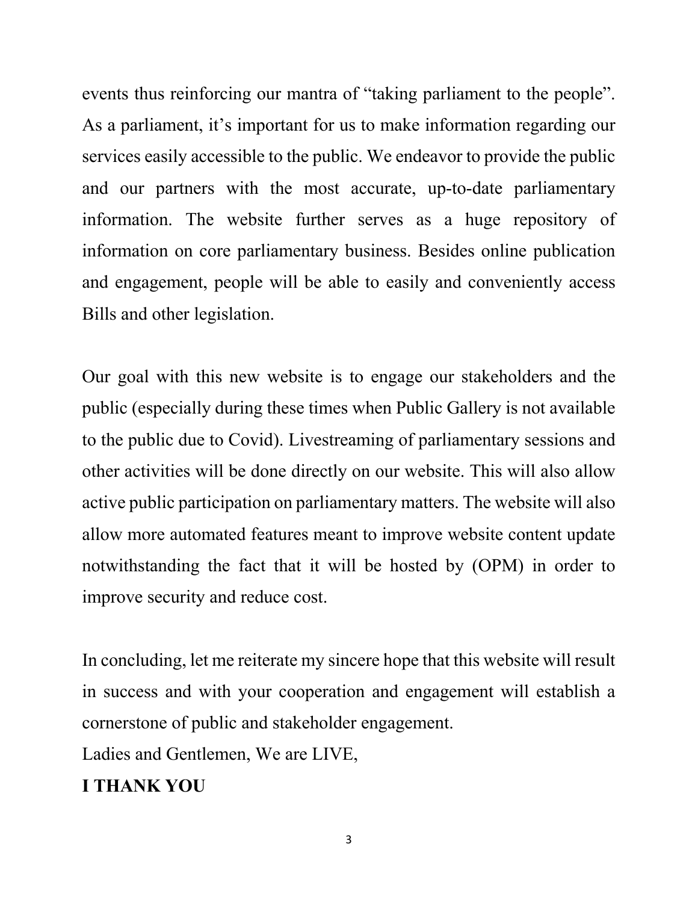events thus reinforcing our mantra of "taking parliament to the people". As a parliament, it's important for us to make information regarding our services easily accessible to the public. We endeavor to provide the public and our partners with the most accurate, up-to-date parliamentary information. The website further serves as a huge repository of information on core parliamentary business. Besides online publication and engagement, people will be able to easily and conveniently access Bills and other legislation.

Our goal with this new website is to engage our stakeholders and the public (especially during these times when Public Gallery is not available to the public due to Covid). Livestreaming of parliamentary sessions and other activities will be done directly on our website. This will also allow active public participation on parliamentary matters. The website will also allow more automated features meant to improve website content update notwithstanding the fact that it will be hosted by (OPM) in order to improve security and reduce cost.

In concluding, let me reiterate my sincere hope that this website will result in success and with your cooperation and engagement will establish a cornerstone of public and stakeholder engagement.

Ladies and Gentlemen, We are LIVE,

**I THANK YOU**